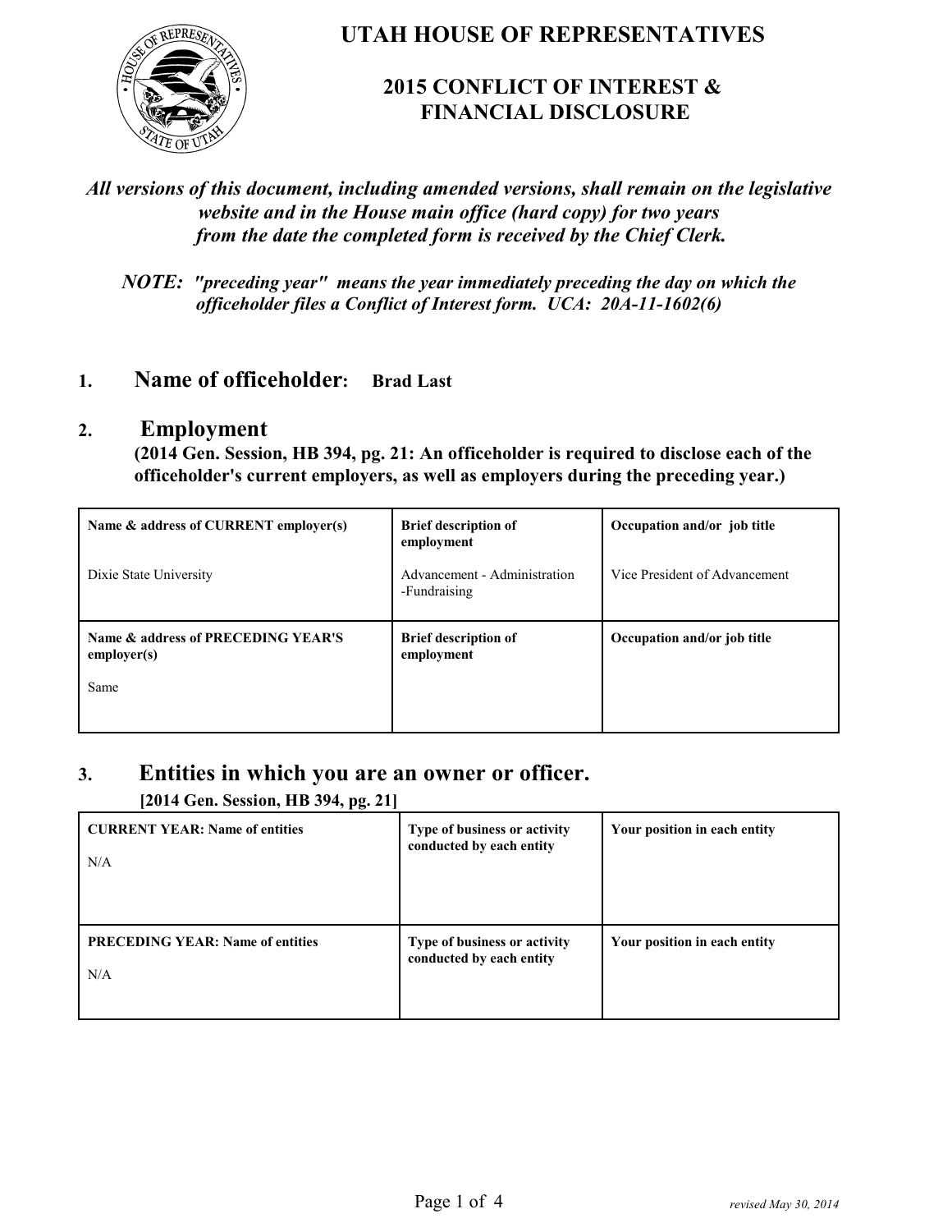# UTAH HOUSE OF REPRESENTATIVES

## 2015 CONFLICT OF INTEREST & FINANCIAL DISCLOSURE

***All versions of this document, including amended versions, shall remain on the legislative website and in the House main office (hard copy) for two years from the date the completed form is received by the Chief Clerk.***

***NOTE: "preceding year" means the year immediately preceding the day on which the officeholder files a Conflict of Interest form. UCA: 20A-11-1602(6)***

## 1. Name of officeholder: **Brad Last**

## 2. Employment

**(2014 Gen. Session, HB 394, pg. 21: An officeholder is required to disclose each of the officeholder's current employers, as well as employers during the preceding year.)**

| Name & address of CURRENT employer(s) | Brief description of employment | Occupation and/or job title |
|---|---|---|
| Dixie State University | Advancement - Administration -Fundraising | Vice President of Advancement |
| **Name & address of PRECEDING YEAR'S employer(s)** | **Brief description of employment** | **Occupation and/or job title** |
| Same | | |

## 3. Entities in which you are an owner or officer.

**[2014 Gen. Session, HB 394, pg. 21]**

| CURRENT YEAR: Name of entities | Type of business or activity conducted by each entity | Your position in each entity |
|---|---|---|
| N/A | | |
| **PRECEDING YEAR: Name of entities** | **Type of business or activity conducted by each entity** | **Your position in each entity** |
| N/A | | |

*revised May 30, 2014*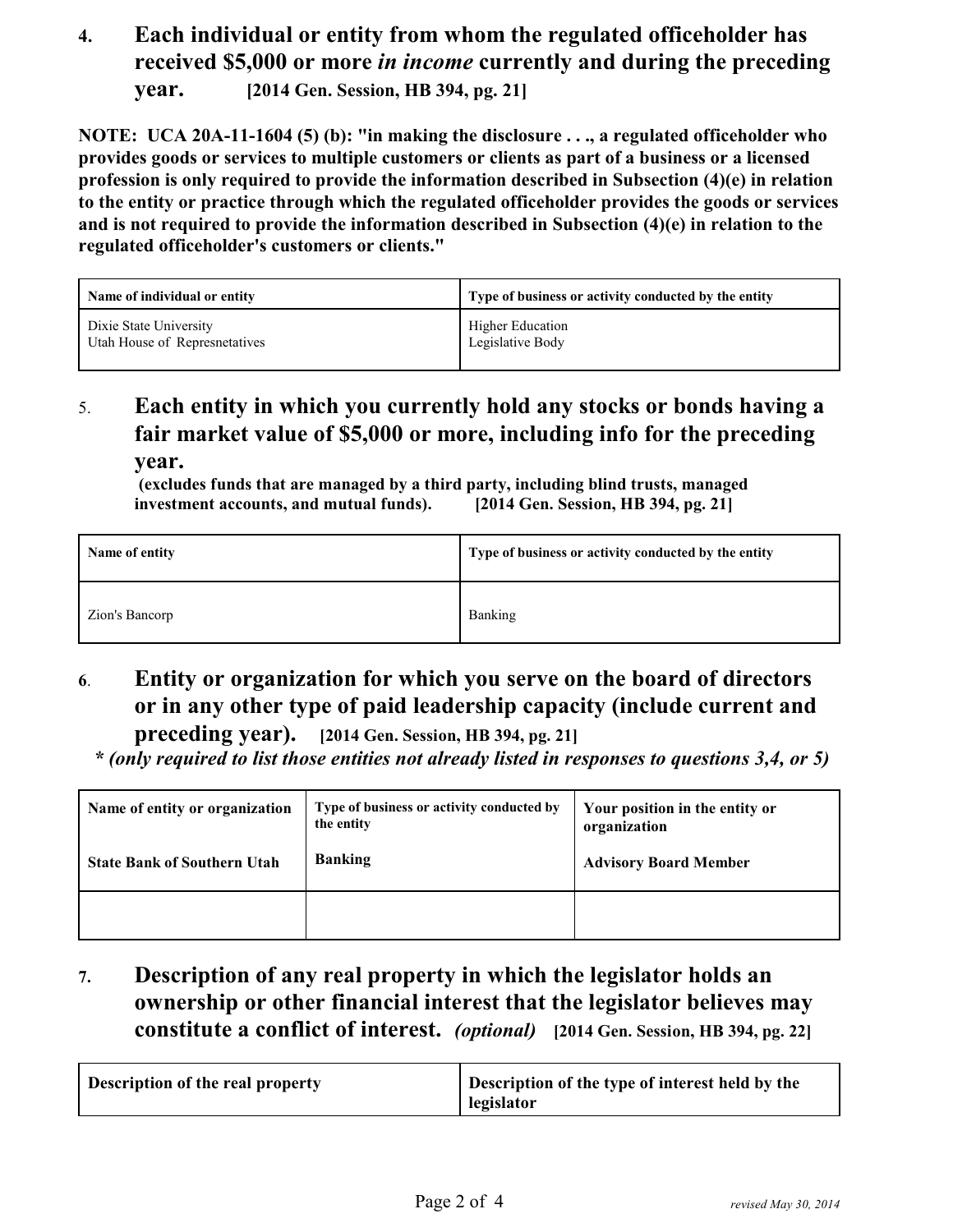## 4. Each individual or entity from whom the regulated officeholder has received $5,000 or more *in income* currently and during the preceding year. [2014 Gen. Session, HB 394, pg. 21]

**NOTE: UCA 20A-11-1604 (5) (b): "in making the disclosure . . ., a regulated officeholder who provides goods or services to multiple customers or clients as part of a business or a licensed profession is only required to provide the information described in Subsection (4)(e) in relation to the entity or practice through which the regulated officeholder provides the goods or services and is not required to provide the information described in Subsection (4)(e) in relation to the regulated officeholder's customers or clients."**

| Name of individual or entity | Type of business or activity conducted by the entity |
|---|---|
| Dixie State University<br>Utah House of Represnetatives | Higher Education<br>Legislative Body |

## 5. Each entity in which you currently hold any stocks or bonds having a fair market value of $5,000 or more, including info for the preceding year.

**(excludes funds that are managed by a third party, including blind trusts, managed investment accounts, and mutual funds). [2014 Gen. Session, HB 394, pg. 21]**

| Name of entity | Type of business or activity conducted by the entity |
|---|---|
| Zion's Bancorp | Banking |

## 6. Entity or organization for which you serve on the board of directors or in any other type of paid leadership capacity (include current and preceding year). [2014 Gen. Session, HB 394, pg. 21]

***\* (only required to list those entities not already listed in responses to questions 3,4, or 5)***

| Name of entity or organization | Type of business or activity conducted by the entity | Your position in the entity or organization |
|---|---|---|
| **State Bank of Southern Utah** | **Banking** | **Advisory Board Member** |
| | | |

## 7. Description of any real property in which the legislator holds an ownership or other financial interest that the legislator believes may constitute a conflict of interest. *(optional)* [2014 Gen. Session, HB 394, pg. 22]

| Description of the real property | Description of the type of interest held by the legislator |
|---|---|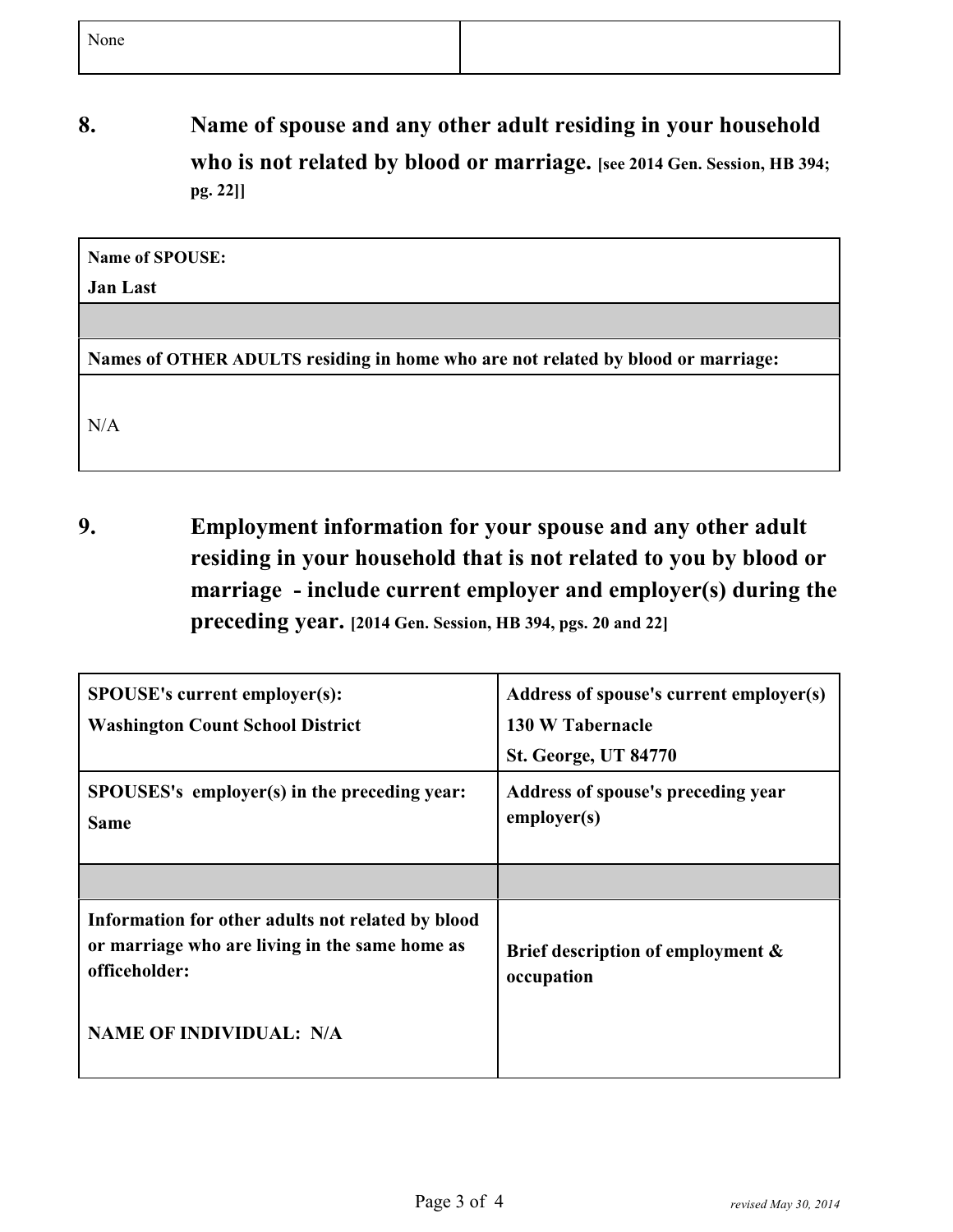| None | |
|---|---|

## 8. Name of spouse and any other adult residing in your household who is not related by blood or marriage. [see 2014 Gen. Session, HB 394; pg. 22]]

| **Name of SPOUSE:** **Jan Last** |
|---|
| |
| **Names of OTHER ADULTS residing in home who are not related by blood or marriage:** |
| N/A |

## 9. Employment information for your spouse and any other adult residing in your household that is not related to you by blood or marriage - include current employer and employer(s) during the preceding year. [2014 Gen. Session, HB 394, pgs. 20 and 22]

| **SPOUSE's current employer(s):** **Washington Count School District** | **Address of spouse's current employer(s)** **130 W Tabernacle** **St. George, UT 84770** |
|---|---|
| **SPOUSES's employer(s) in the preceding year:** **Same** | **Address of spouse's preceding year employer(s)** |
| | |
| **Information for other adults not related by blood or marriage who are living in the same home as officeholder:** **NAME OF INDIVIDUAL: N/A** | **Brief description of employment & occupation** |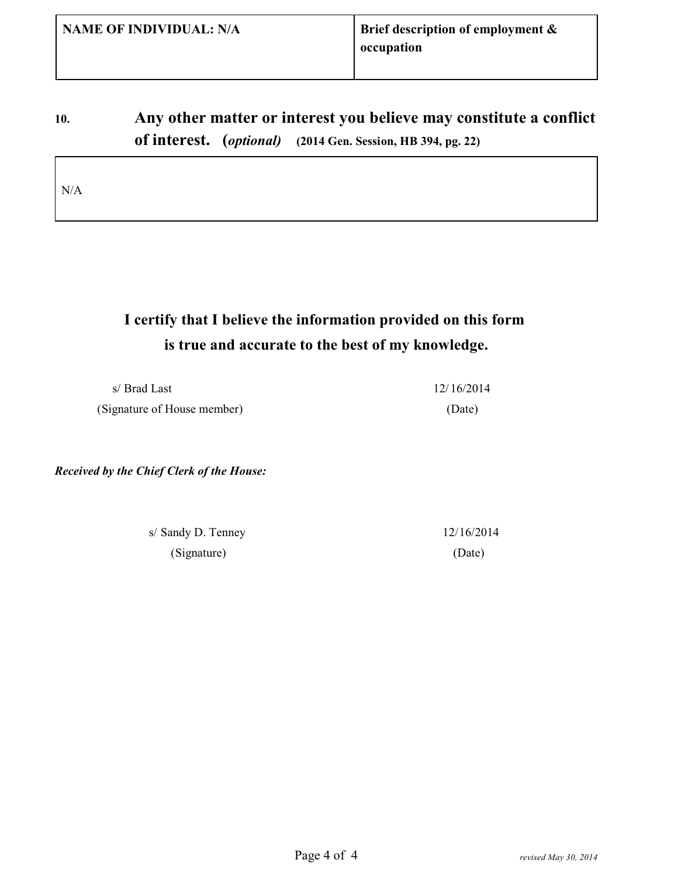| NAME OF INDIVIDUAL: N/A | Brief description of employment & occupation |
| --- | --- |

## 10. Any other matter or interest you believe may constitute a conflict of interest. (*optional*) (2014 Gen. Session, HB 394, pg. 22)

| |
| --- |
| N/A |

**I certify that I believe the information provided on this form is true and accurate to the best of my knowledge.**

s/ Brad Last (Signature of House member) — 12/ 16/2014 (Date)

***Received by the Chief Clerk of the House:***

s/ Sandy D. Tenney (Signature) — 12/16/2014 (Date)

*revised May 30, 2014*